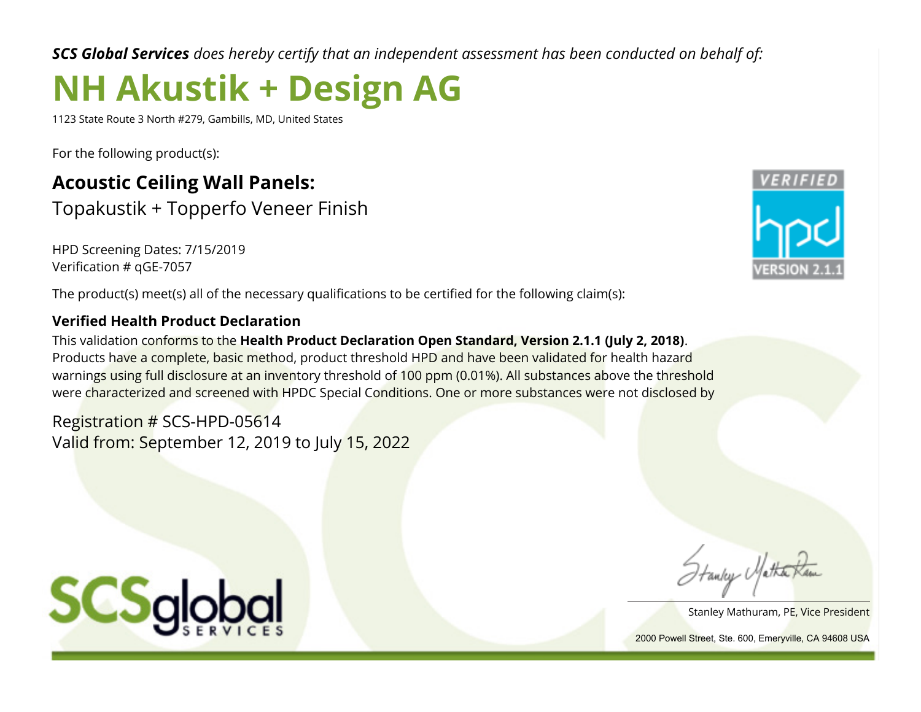***SCS Global Services*** *does hereby certify that an independent assessment has been conducted on behalf of:*

# NH Akustik + Design AG

1123 State Route 3 North #279, Gambills, MD, United States

For the following product(s):

## Acoustic Ceiling Wall Panels:

Topakustik + Topperfo Veneer Finish

HPD Screening Dates: 7/15/2019
Verification # qGE-7057

The product(s) meet(s) all of the necessary qualifications to be certified for the following claim(s):

**Verified Health Product Declaration**

This validation conforms to the **Health Product Declaration Open Standard, Version 2.1.1 (July 2, 2018)**. Products have a complete, basic method, product threshold HPD and have been validated for health hazard warnings using full disclosure at an inventory threshold of 100 ppm (0.01%). All substances above the threshold were characterized and screened with HPDC Special Conditions. One or more substances were not disclosed by

Registration # SCS-HPD-05614
Valid from: September 12, 2019 to July 15, 2022

VERIFIED hpd VERSION 2.1.1

SCSglobal SERVICES

Stanley Mathuram, PE, Vice President

2000 Powell Street, Ste. 600, Emeryville, CA 94608 USA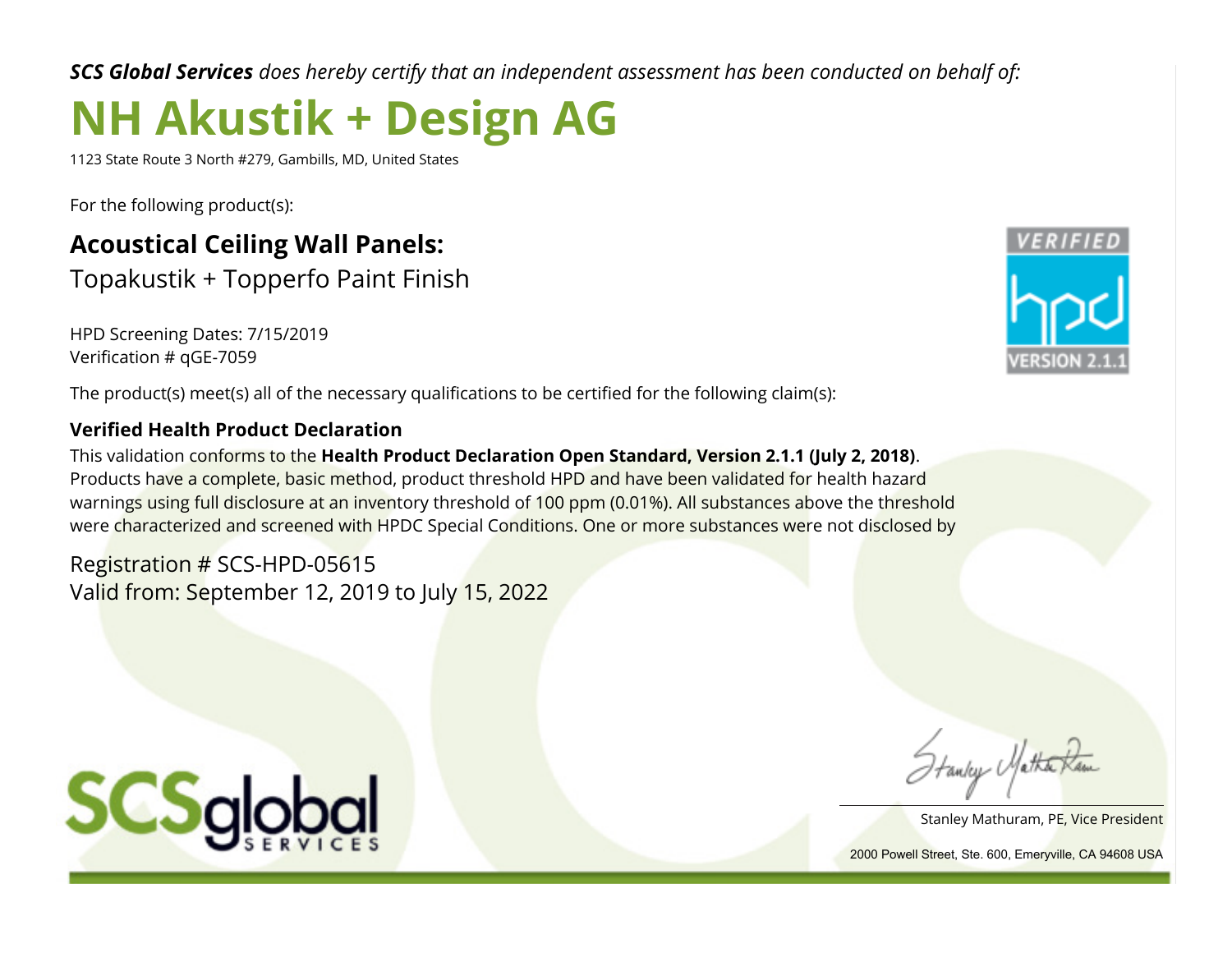***SCS Global Services*** *does hereby certify that an independent assessment has been conducted on behalf of:*

# NH Akustik + Design AG

1123 State Route 3 North #279, Gambills, MD, United States

For the following product(s):

## Acoustical Ceiling Wall Panels:

Topakustik + Topperfo Paint Finish

HPD Screening Dates: 7/15/2019
Verification # qGE-7059

The product(s) meet(s) all of the necessary qualifications to be certified for the following claim(s):

**Verified Health Product Declaration**

This validation conforms to the **Health Product Declaration Open Standard, Version 2.1.1 (July 2, 2018)**. Products have a complete, basic method, product threshold HPD and have been validated for health hazard warnings using full disclosure at an inventory threshold of 100 ppm (0.01%). All substances above the threshold were characterized and screened with HPDC Special Conditions. One or more substances were not disclosed by

Registration # SCS-HPD-05615
Valid from: September 12, 2019 to July 15, 2022

VERIFIED hpd VERSION 2.1.1

SCSglobal SERVICES

Stanley Mathuram, PE, Vice President

2000 Powell Street, Ste. 600, Emeryville, CA 94608 USA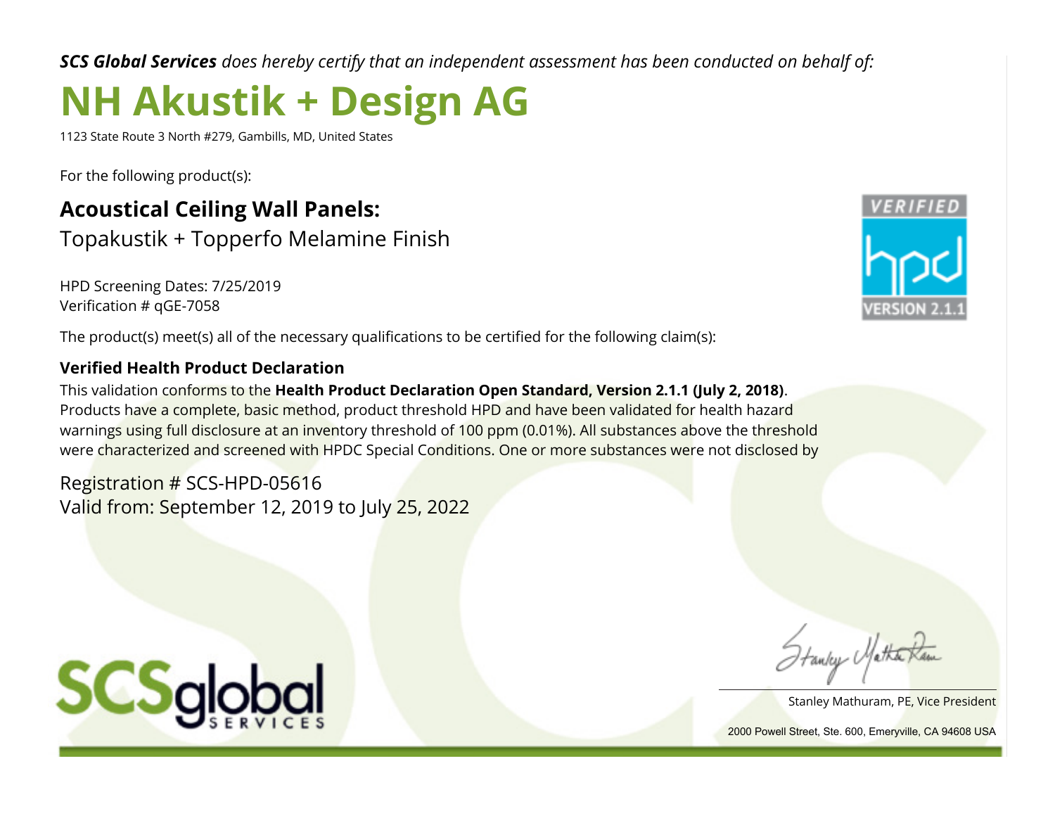***SCS Global Services*** *does hereby certify that an independent assessment has been conducted on behalf of:*

# NH Akustik + Design AG

1123 State Route 3 North #279, Gambills, MD, United States

For the following product(s):

## Acoustical Ceiling Wall Panels:

Topakustik + Topperfo Melamine Finish

HPD Screening Dates: 7/25/2019
Verification # qGE-7058

VERIFIED
hpd
VERSION 2.1.1

The product(s) meet(s) all of the necessary qualifications to be certified for the following claim(s):

**Verified Health Product Declaration**

This validation conforms to the **Health Product Declaration Open Standard, Version 2.1.1 (July 2, 2018)**. Products have a complete, basic method, product threshold HPD and have been validated for health hazard warnings using full disclosure at an inventory threshold of 100 ppm (0.01%). All substances above the threshold were characterized and screened with HPDC Special Conditions. One or more substances were not disclosed by

Registration # SCS-HPD-05616
Valid from: September 12, 2019 to July 25, 2022

SCSglobal SERVICES

Stanley Mathuram, PE, Vice President

2000 Powell Street, Ste. 600, Emeryville, CA 94608 USA